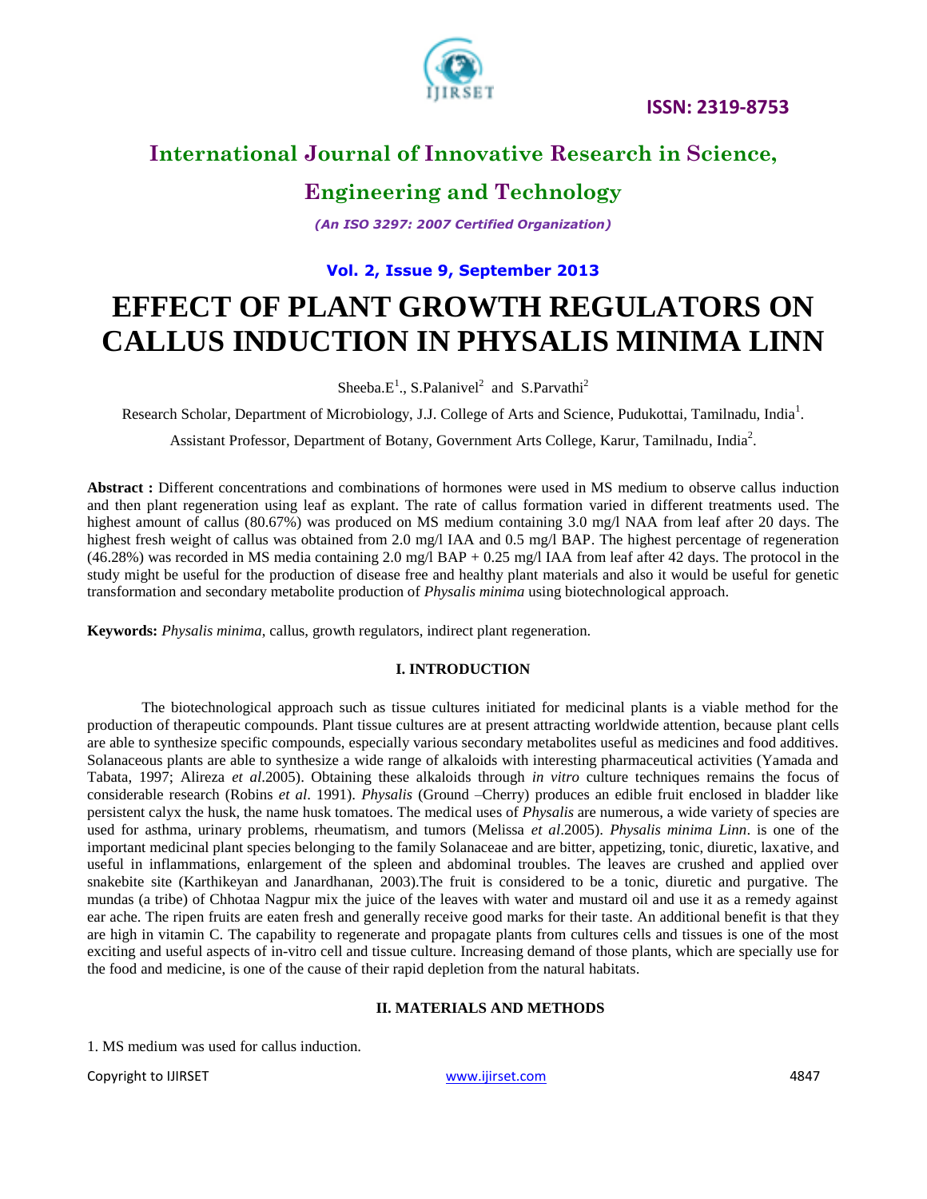# EFFECT OF PLANT GROWTH REGULATORS ON CALLUS INDUCTION IN PHYSALIS MINIMA LINN

Sheeba.E[1]., S.Palanivel[2] and S.Parvathi[2]

Research Scholar, Department of Microbiology, J.J. College of Arts and Science, Pudukottai, Tamilnadu, India[1].

Assistant Professor, Department of Botany, Government Arts College, Karur, Tamilnadu, India[2].

**Abstract :** Different concentrations and combinations of hormones were used in MS medium to observe callus induction and then plant regeneration using leaf as explant. The rate of callus formation varied in different treatments used. The highest amount of callus (80.67%) was produced on MS medium containing 3.0 mg/l NAA from leaf after 20 days. The highest fresh weight of callus was obtained from 2.0 mg/l IAA and 0.5 mg/l BAP. The highest percentage of regeneration (46.28%) was recorded in MS media containing 2.0 mg/l BAP + 0.25 mg/l IAA from leaf after 42 days. The protocol in the study might be useful for the production of disease free and healthy plant materials and also it would be useful for genetic transformation and secondary metabolite production of *Physalis minima* using biotechnological approach.

**Keywords:** *Physalis minima*, callus, growth regulators, indirect plant regeneration.

## I. INTRODUCTION

The biotechnological approach such as tissue cultures initiated for medicinal plants is a viable method for the production of therapeutic compounds. Plant tissue cultures are at present attracting worldwide attention, because plant cells are able to synthesize specific compounds, especially various secondary metabolites useful as medicines and food additives. Solanaceous plants are able to synthesize a wide range of alkaloids with interesting pharmaceutical activities (Yamada and Tabata, 1997; Alireza *et al*.2005). Obtaining these alkaloids through *in vitro* culture techniques remains the focus of considerable research (Robins *et al*. 1991). *Physalis* (Ground –Cherry) produces an edible fruit enclosed in bladder like persistent calyx the husk, the name husk tomatoes. The medical uses of *Physalis* are numerous, a wide variety of species are used for asthma, urinary problems, rheumatism, and tumors (Melissa *et al*.2005). *Physalis minima Linn*. is one of the important medicinal plant species belonging to the family Solanaceae and are bitter, appetizing, tonic, diuretic, laxative, and useful in inflammations, enlargement of the spleen and abdominal troubles. The leaves are crushed and applied over snakebite site (Karthikeyan and Janardhanan, 2003).The fruit is considered to be a tonic, diuretic and purgative. The mundas (a tribe) of Chhotaa Nagpur mix the juice of the leaves with water and mustard oil and use it as a remedy against ear ache. The ripen fruits are eaten fresh and generally receive good marks for their taste. An additional benefit is that they are high in vitamin C. The capability to regenerate and propagate plants from cultures cells and tissues is one of the most exciting and useful aspects of in-vitro cell and tissue culture. Increasing demand of those plants, which are specially use for the food and medicine, is one of the cause of their rapid depletion from the natural habitats.

## II. MATERIALS AND METHODS

1. MS medium was used for callus induction.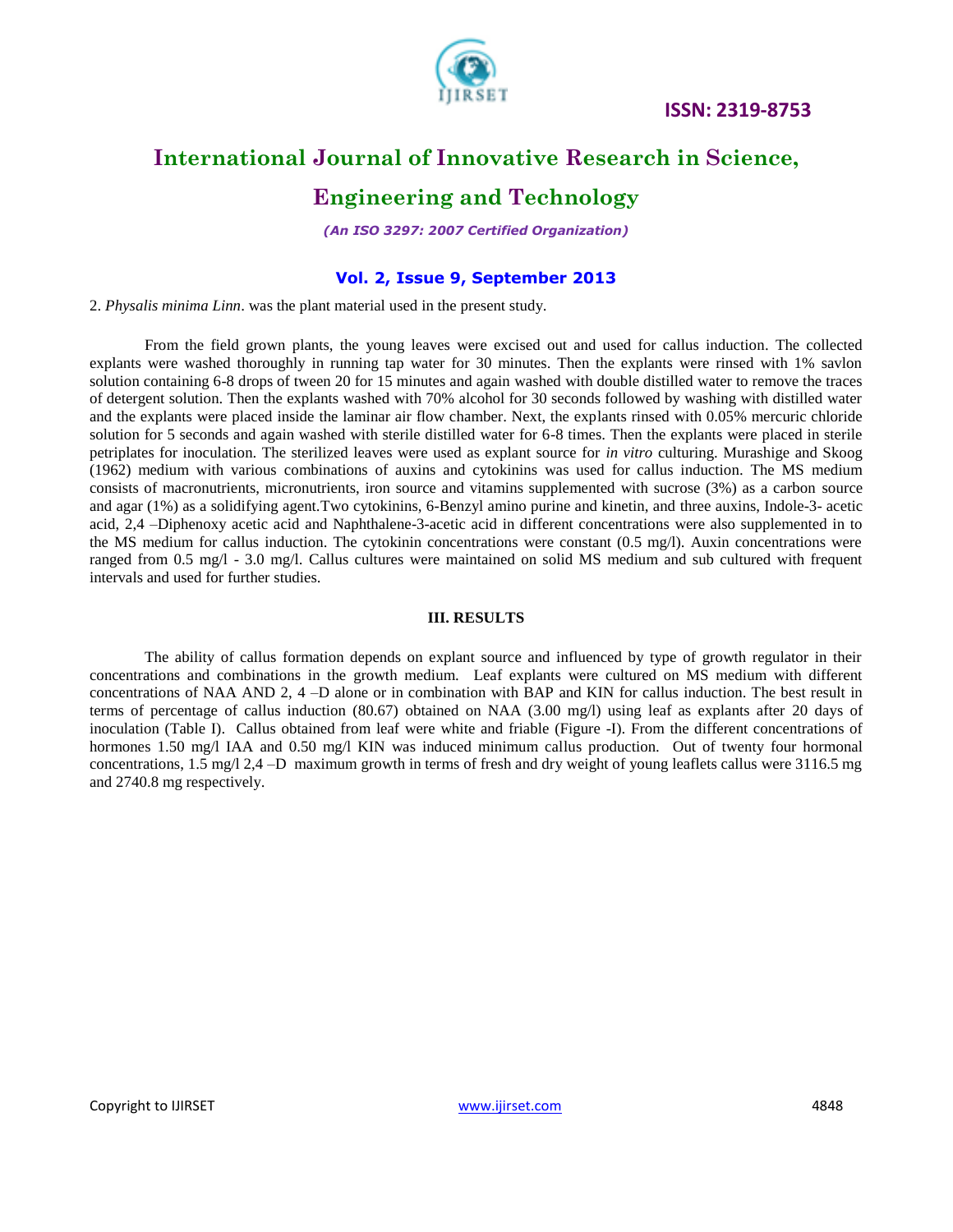2. *Physalis minima Linn*. was the plant material used in the present study.

From the field grown plants, the young leaves were excised out and used for callus induction. The collected explants were washed thoroughly in running tap water for 30 minutes. Then the explants were rinsed with 1% savlon solution containing 6-8 drops of tween 20 for 15 minutes and again washed with double distilled water to remove the traces of detergent solution. Then the explants washed with 70% alcohol for 30 seconds followed by washing with distilled water and the explants were placed inside the laminar air flow chamber. Next, the explants rinsed with 0.05% mercuric chloride solution for 5 seconds and again washed with sterile distilled water for 6-8 times. Then the explants were placed in sterile petriplates for inoculation. The sterilized leaves were used as explant source for *in vitro* culturing. Murashige and Skoog (1962) medium with various combinations of auxins and cytokinins was used for callus induction. The MS medium consists of macronutrients, micronutrients, iron source and vitamins supplemented with sucrose (3%) as a carbon source and agar (1%) as a solidifying agent.Two cytokinins, 6-Benzyl amino purine and kinetin, and three auxins, Indole-3- acetic acid, 2,4 –Diphenoxy acetic acid and Naphthalene-3-acetic acid in different concentrations were also supplemented in to the MS medium for callus induction. The cytokinin concentrations were constant (0.5 mg/l). Auxin concentrations were ranged from 0.5 mg/l - 3.0 mg/l. Callus cultures were maintained on solid MS medium and sub cultured with frequent intervals and used for further studies.

## III. RESULTS

The ability of callus formation depends on explant source and influenced by type of growth regulator in their concentrations and combinations in the growth medium. Leaf explants were cultured on MS medium with different concentrations of NAA AND 2, 4 –D alone or in combination with BAP and KIN for callus induction. The best result in terms of percentage of callus induction (80.67) obtained on NAA (3.00 mg/l) using leaf as explants after 20 days of inoculation (Table I). Callus obtained from leaf were white and friable (Figure -I). From the different concentrations of hormones 1.50 mg/l IAA and 0.50 mg/l KIN was induced minimum callus production. Out of twenty four hormonal concentrations, 1.5 mg/l 2,4 –D maximum growth in terms of fresh and dry weight of young leaflets callus were 3116.5 mg and 2740.8 mg respectively.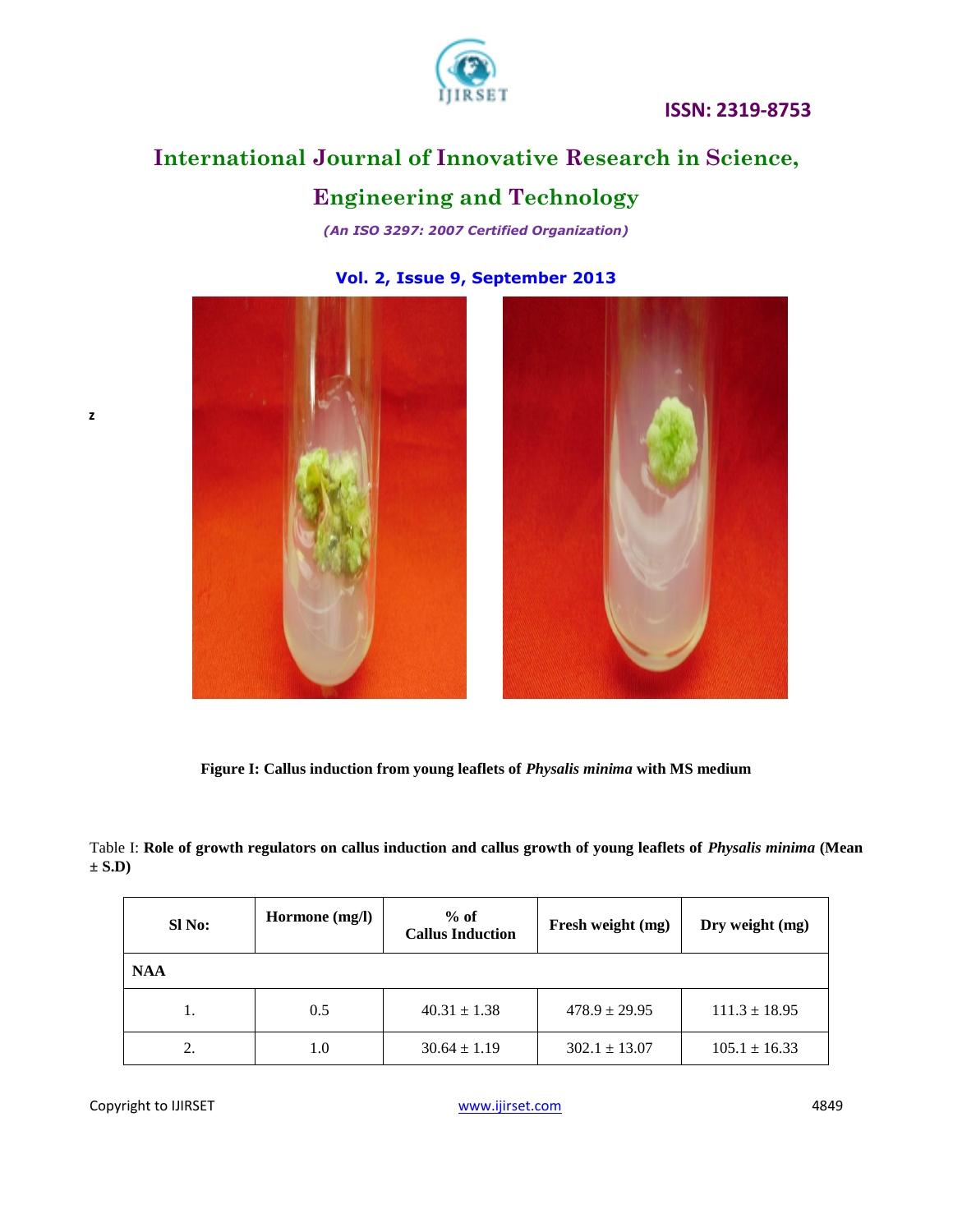z

**Figure I: Callus induction from young leaflets of *Physalis minima* with MS medium**

Table I: **Role of growth regulators on callus induction and callus growth of young leaflets of *Physalis minima* (Mean ± S.D)**

| Sl No: | Hormone (mg/l) | % of Callus Induction | Fresh weight (mg) | Dry weight (mg) |
|---|---|---|---|---|
| **NAA** | | | | |
| 1. | 0.5 | 40.31 ± 1.38 | 478.9 ± 29.95 | 111.3 ± 18.95 |
| 2. | 1.0 | 30.64 ± 1.19 | 302.1 ± 13.07 | 105.1 ± 16.33 |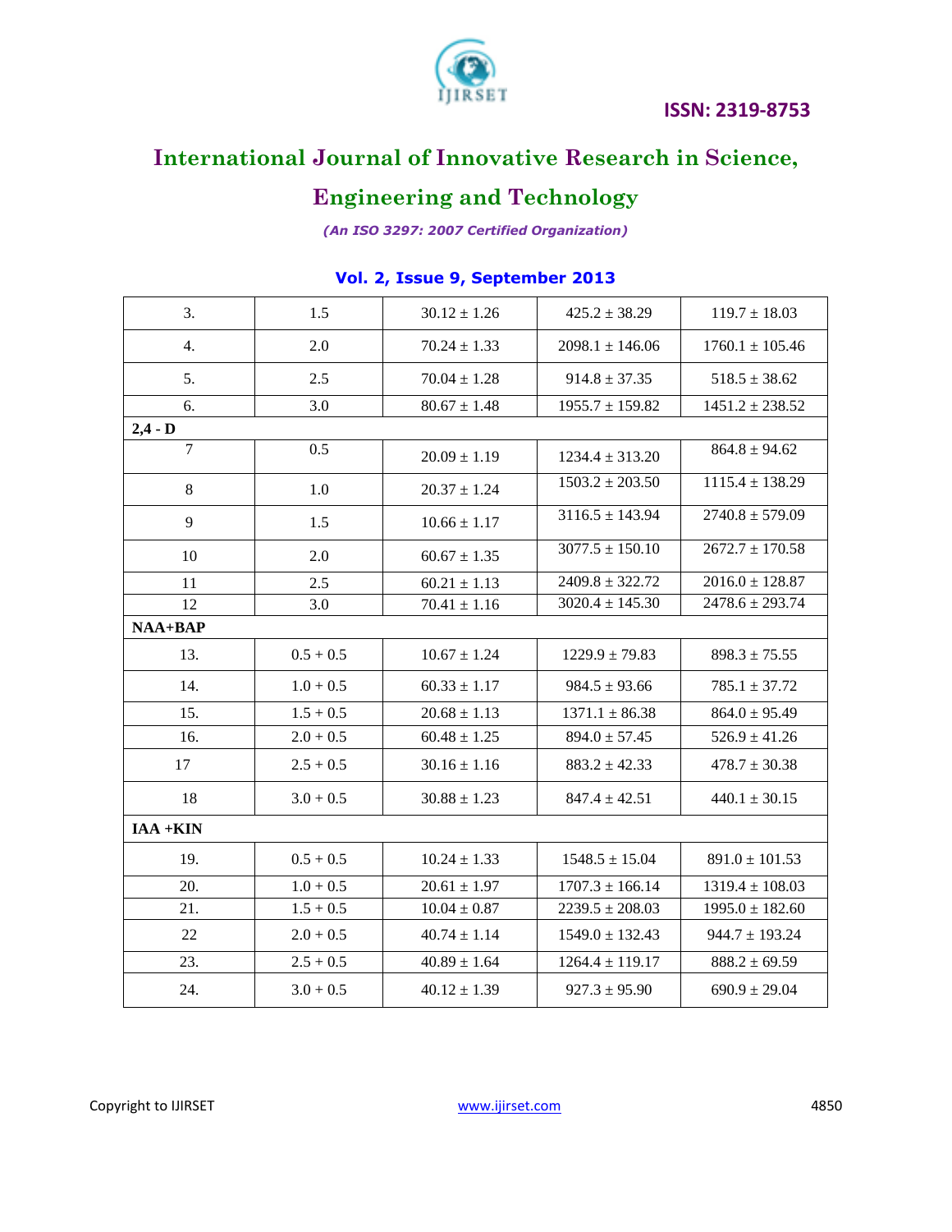| | | | | |
|---|---|---|---|---|
| 3. | 1.5 | 30.12 ± 1.26 | 425.2 ± 38.29 | 119.7 ± 18.03 |
| 4. | 2.0 | 70.24 ± 1.33 | 2098.1 ± 146.06 | 1760.1 ± 105.46 |
| 5. | 2.5 | 70.04 ± 1.28 | 914.8 ± 37.35 | 518.5 ± 38.62 |
| 6. | 3.0 | 80.67 ± 1.48 | 1955.7 ± 159.82 | 1451.2 ± 238.52 |
| **2,4 - D** | | | | |
| 7 | 0.5 | 20.09 ± 1.19 | 1234.4 ± 313.20 | 864.8 ± 94.62 |
| 8 | 1.0 | 20.37 ± 1.24 | 1503.2 ± 203.50 | 1115.4 ± 138.29 |
| 9 | 1.5 | 10.66 ± 1.17 | 3116.5 ± 143.94 | 2740.8 ± 579.09 |
| 10 | 2.0 | 60.67 ± 1.35 | 3077.5 ± 150.10 | 2672.7 ± 170.58 |
| 11 | 2.5 | 60.21 ± 1.13 | 2409.8 ± 322.72 | 2016.0 ± 128.87 |
| 12 | 3.0 | 70.41 ± 1.16 | 3020.4 ± 145.30 | 2478.6 ± 293.74 |
| **NAA+BAP** | | | | |
| 13. | 0.5 + 0.5 | 10.67 ± 1.24 | 1229.9 ± 79.83 | 898.3 ± 75.55 |
| 14. | 1.0 + 0.5 | 60.33 ± 1.17 | 984.5 ± 93.66 | 785.1 ± 37.72 |
| 15. | 1.5 + 0.5 | 20.68 ± 1.13 | 1371.1 ± 86.38 | 864.0 ± 95.49 |
| 16. | 2.0 + 0.5 | 60.48 ± 1.25 | 894.0 ± 57.45 | 526.9 ± 41.26 |
| 17 | 2.5 + 0.5 | 30.16 ± 1.16 | 883.2 ± 42.33 | 478.7 ± 30.38 |
| 18 | 3.0 + 0.5 | 30.88 ± 1.23 | 847.4 ± 42.51 | 440.1 ± 30.15 |
| **IAA +KIN** | | | | |
| 19. | 0.5 + 0.5 | 10.24 ± 1.33 | 1548.5 ± 15.04 | 891.0 ± 101.53 |
| 20. | 1.0 + 0.5 | 20.61 ± 1.97 | 1707.3 ± 166.14 | 1319.4 ± 108.03 |
| 21. | 1.5 + 0.5 | 10.04 ± 0.87 | 2239.5 ± 208.03 | 1995.0 ± 182.60 |
| 22 | 2.0 + 0.5 | 40.74 ± 1.14 | 1549.0 ± 132.43 | 944.7 ± 193.24 |
| 23. | 2.5 + 0.5 | 40.89 ± 1.64 | 1264.4 ± 119.17 | 888.2 ± 69.59 |
| 24. | 3.0 + 0.5 | 40.12 ± 1.39 | 927.3 ± 95.90 | 690.9 ± 29.04 |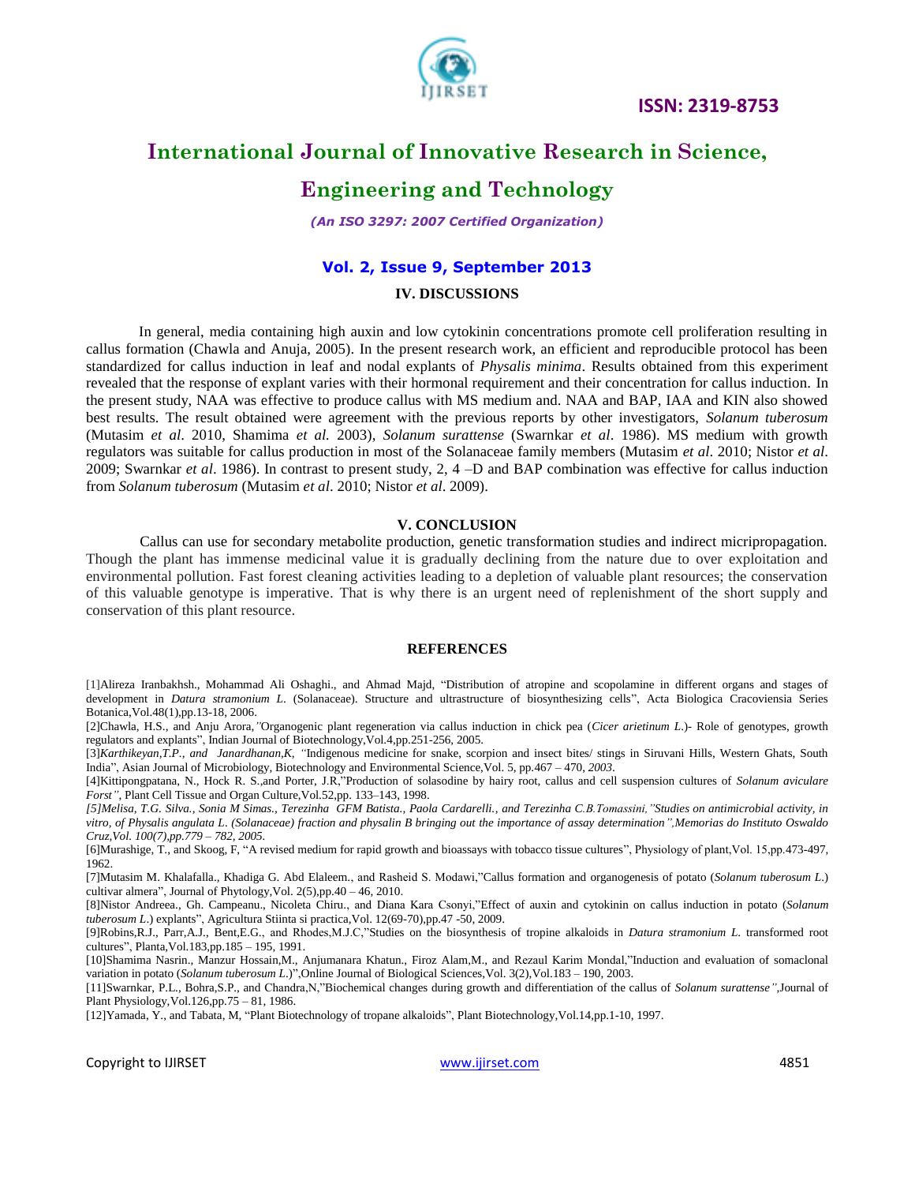## IV. DISCUSSIONS

In general, media containing high auxin and low cytokinin concentrations promote cell proliferation resulting in callus formation (Chawla and Anuja, 2005). In the present research work, an efficient and reproducible protocol has been standardized for callus induction in leaf and nodal explants of *Physalis minima*. Results obtained from this experiment revealed that the response of explant varies with their hormonal requirement and their concentration for callus induction. In the present study, NAA was effective to produce callus with MS medium and. NAA and BAP, IAA and KIN also showed best results. The result obtained were agreement with the previous reports by other investigators, *Solanum tuberosum* (Mutasim *et al*. 2010, Shamima *et al.* 2003), *Solanum surattense* (Swarnkar *et al*. 1986). MS medium with growth regulators was suitable for callus production in most of the Solanaceae family members (Mutasim *et al*. 2010; Nistor *et al*. 2009; Swarnkar *et al*. 1986). In contrast to present study, 2, 4 –D and BAP combination was effective for callus induction from *Solanum tuberosum* (Mutasim *et al*. 2010; Nistor *et al*. 2009).

## V. CONCLUSION

Callus can use for secondary metabolite production, genetic transformation studies and indirect micripropagation. Though the plant has immense medicinal value it is gradually declining from the nature due to over exploitation and environmental pollution. Fast forest cleaning activities leading to a depletion of valuable plant resources; the conservation of this valuable genotype is imperative. That is why there is an urgent need of replenishment of the short supply and conservation of this plant resource.

## REFERENCES

[1]Alireza Iranbakhsh., Mohammad Ali Oshaghi., and Ahmad Majd, "Distribution of atropine and scopolamine in different organs and stages of development in *Datura stramonium L*. (Solanaceae). Structure and ultrastructure of biosynthesizing cells", Acta Biologica Cracoviensia Series Botanica,Vol.48(1),pp.13-18, 2006.

[2]Chawla, H.S., and Anju Arora,"Organogenic plant regeneration via callus induction in chick pea (*Cicer arietinum L*.)- Role of genotypes, growth regulators and explants", Indian Journal of Biotechnology,Vol.4,pp.251-256, 2005.

[3]*Karthikeyan,T.P., and Janardhanan,K,* "Indigenous medicine for snake, scorpion and insect bites/ stings in Siruvani Hills, Western Ghats, South India", Asian Journal of Microbiology, Biotechnology and Environmental Science,Vol. 5, pp.467 – 470, *2003*.

[4]Kittipongpatana, N., Hock R. S.,and Porter, J.R,"Production of solasodine by hairy root, callus and cell suspension cultures of *Solanum aviculare Forst"*, Plant Cell Tissue and Organ Culture,Vol.52,pp. 133–143, 1998.

*[5]Melisa, T.G. Silva., Sonia M Simas., Terezinha GFM Batista., Paola Cardarelli., and Terezinha C.B.Tomassini,"Studies on antimicrobial activity, in vitro, of Physalis angulata L. (Solanaceae) fraction and physalin B bringing out the importance of assay determination",Memorias do Instituto Oswaldo Cruz,Vol. 100(7),pp.779 – 782, 2005.*

[6]Murashige, T., and Skoog, F, "A revised medium for rapid growth and bioassays with tobacco tissue cultures", Physiology of plant,Vol. 15,pp.473-497, 1962.

[7]Mutasim M. Khalafalla., Khadiga G. Abd Elaleem., and Rasheid S. Modawi,"Callus formation and organogenesis of potato (*Solanum tuberosum L*.) cultivar almera", Journal of Phytology,Vol. 2(5),pp.40 – 46, 2010.

[8]Nistor Andreea., Gh. Campeanu., Nicoleta Chiru., and Diana Kara Csonyi,"Effect of auxin and cytokinin on callus induction in potato (*Solanum tuberosum L*.) explants", Agricultura Stiinta si practica,Vol. 12(69-70),pp.47 -50, 2009.

[9]Robins,R.J., Parr,A.J., Bent,E.G., and Rhodes,M.J.C,"Studies on the biosynthesis of tropine alkaloids in *Datura stramonium L*. transformed root cultures", Planta,Vol.183,pp.185 – 195, 1991.

[10]Shamima Nasrin., Manzur Hossain,M., Anjumanara Khatun., Firoz Alam,M., and Rezaul Karim Mondal,"Induction and evaluation of somaclonal variation in potato (*Solanum tuberosum L*.)",Online Journal of Biological Sciences,Vol. 3(2),Vol.183 – 190, 2003.

[11]Swarnkar, P.L., Bohra,S.P., and Chandra,N,"Biochemical changes during growth and differentiation of the callus of *Solanum surattense"*,Journal of Plant Physiology,Vol.126,pp.75 – 81, 1986.

[12]Yamada, Y., and Tabata, M, "Plant Biotechnology of tropane alkaloids", Plant Biotechnology,Vol.14,pp.1-10, 1997.